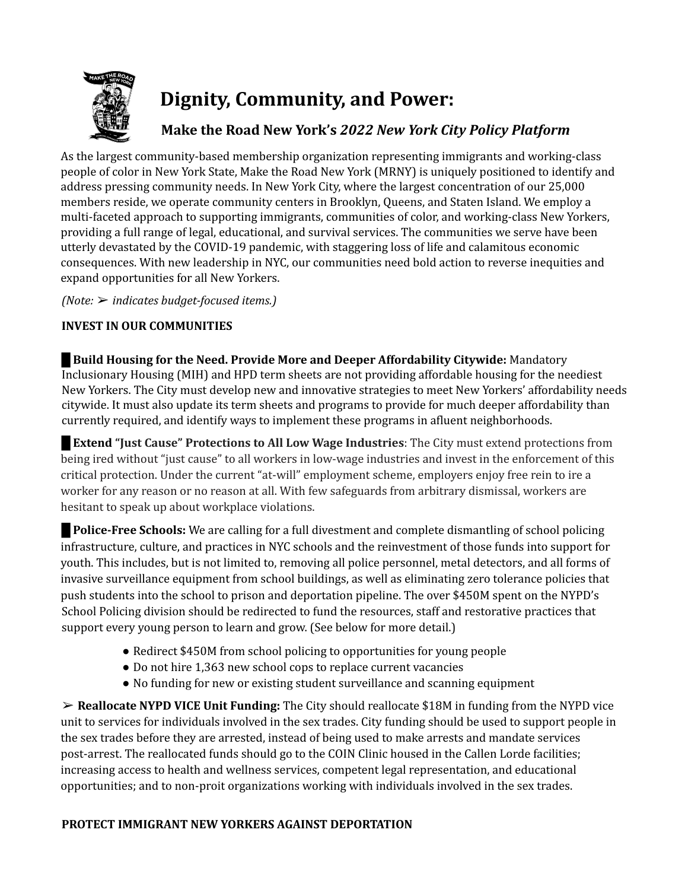# Dignity, Community, and Power:

## Make the Road New York's *2022 New York City Policy Platform*

As the largest community-based membership organization representing immigrants and working-class people of color in New York State, Make the Road New York (MRNY) is uniquely positioned to identify and address pressing community needs. In New York City, where the largest concentration of our 25,000 members reside, we operate community centers in Brooklyn, Queens, and Staten Island. We employ a multi-faceted approach to supporting immigrants, communities of color, and working-class New Yorkers, providing a full range of legal, educational, and survival services. The communities we serve have been utterly devastated by the COVID-19 pandemic, with staggering loss of life and calamitous economic consequences. With new leadership in NYC, our communities need bold action to reverse inequities and expand opportunities for all New Yorkers.

*(Note: ➢ indicates budget-focused items.)*

**INVEST IN OUR COMMUNITIES**

█ **Build Housing for the Need. Provide More and Deeper Affordability Citywide:** Mandatory Inclusionary Housing (MIH) and HPD term sheets are not providing affordable housing for the neediest New Yorkers. The City must develop new and innovative strategies to meet New Yorkers' affordability needs citywide. It must also update its term sheets and programs to provide for much deeper affordability than currently required, and identify ways to implement these programs in afluent neighborhoods.

█ **Extend "Just Cause" Protections to All Low Wage Industries**: The City must extend protections from being ired without "just cause" to all workers in low-wage industries and invest in the enforcement of this critical protection. Under the current "at-will" employment scheme, employers enjoy free rein to ire a worker for any reason or no reason at all. With few safeguards from arbitrary dismissal, workers are hesitant to speak up about workplace violations.

█ **Police-Free Schools:** We are calling for a full divestment and complete dismantling of school policing infrastructure, culture, and practices in NYC schools and the reinvestment of those funds into support for youth. This includes, but is not limited to, removing all police personnel, metal detectors, and all forms of invasive surveillance equipment from school buildings, as well as eliminating zero tolerance policies that push students into the school to prison and deportation pipeline. The over $450M spent on the NYPD's School Policing division should be redirected to fund the resources, staff and restorative practices that support every young person to learn and grow. (See below for more detail.)

- Redirect $450M from school policing to opportunities for young people
- Do not hire 1,363 new school cops to replace current vacancies
- No funding for new or existing student surveillance and scanning equipment

➢ **Reallocate NYPD VICE Unit Funding:** The City should reallocate $18M in funding from the NYPD vice unit to services for individuals involved in the sex trades. City funding should be used to support people in the sex trades before they are arrested, instead of being used to make arrests and mandate services post-arrest. The reallocated funds should go to the COIN Clinic housed in the Callen Lorde facilities; increasing access to health and wellness services, competent legal representation, and educational opportunities; and to non-proit organizations working with individuals involved in the sex trades.

**PROTECT IMMIGRANT NEW YORKERS AGAINST DEPORTATION**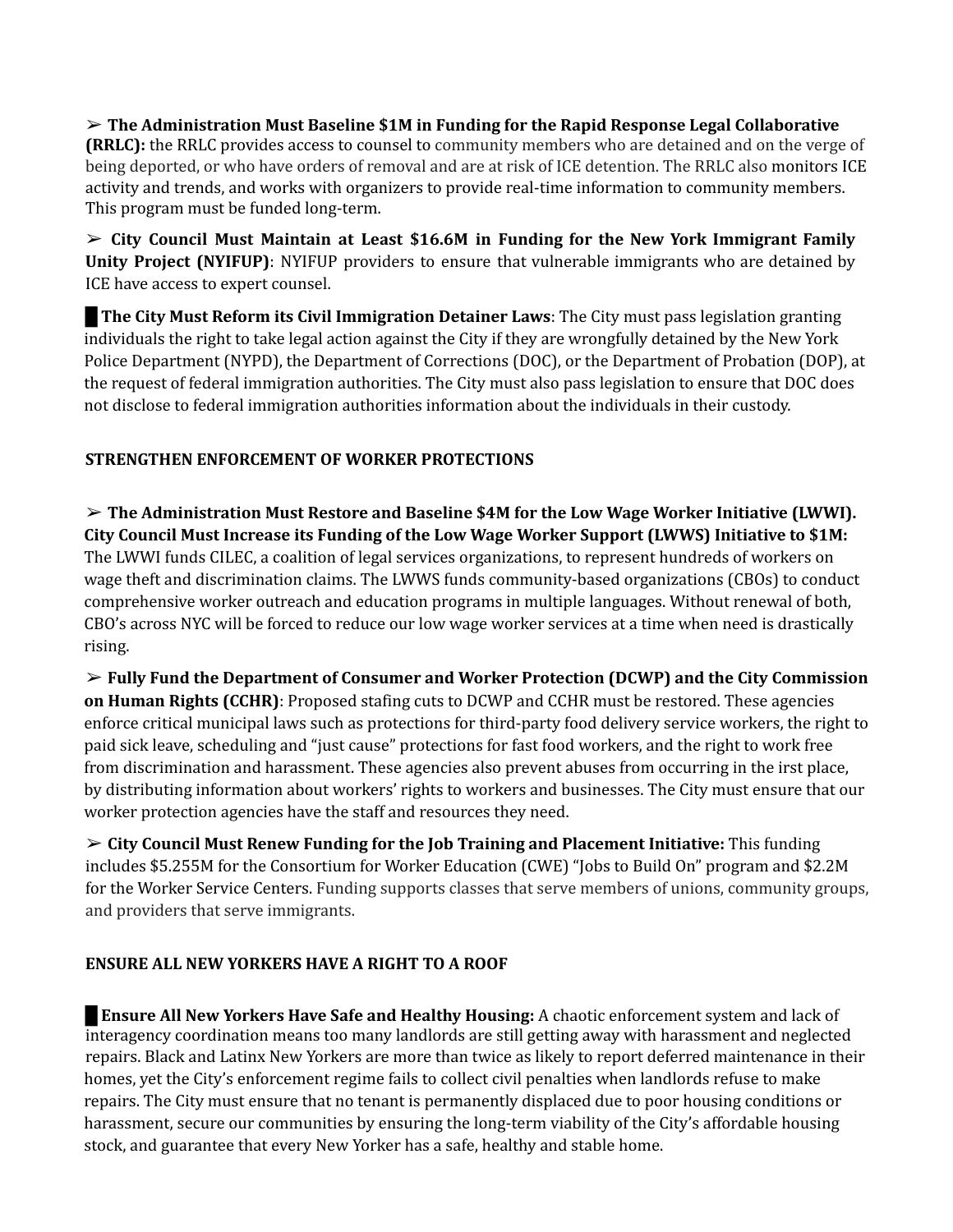➢ **The Administration Must Baseline $1M in Funding for the Rapid Response Legal Collaborative (RRLC):** the RRLC provides access to counsel to community members who are detained and on the verge of being deported, or who have orders of removal and are at risk of ICE detention. The RRLC also monitors ICE activity and trends, and works with organizers to provide real-time information to community members. This program must be funded long-term.

➢ **City Council Must Maintain at Least $16.6M in Funding for the New York Immigrant Family Unity Project (NYIFUP)**: NYIFUP providers to ensure that vulnerable immigrants who are detained by ICE have access to expert counsel.

█ **The City Must Reform its Civil Immigration Detainer Laws**: The City must pass legislation granting individuals the right to take legal action against the City if they are wrongfully detained by the New York Police Department (NYPD), the Department of Corrections (DOC), or the Department of Probation (DOP), at the request of federal immigration authorities. The City must also pass legislation to ensure that DOC does not disclose to federal immigration authorities information about the individuals in their custody.

**STRENGTHEN ENFORCEMENT OF WORKER PROTECTIONS**

➢ **The Administration Must Restore and Baseline $4M for the Low Wage Worker Initiative (LWWI). City Council Must Increase its Funding of the Low Wage Worker Support (LWWS) Initiative to $1M:** The LWWI funds CILEC, a coalition of legal services organizations, to represent hundreds of workers on wage theft and discrimination claims. The LWWS funds community-based organizations (CBOs) to conduct comprehensive worker outreach and education programs in multiple languages. Without renewal of both, CBO's across NYC will be forced to reduce our low wage worker services at a time when need is drastically rising.

➢ **Fully Fund the Department of Consumer and Worker Protection (DCWP) and the City Commission on Human Rights (CCHR)**: Proposed stafing cuts to DCWP and CCHR must be restored. These agencies enforce critical municipal laws such as protections for third-party food delivery service workers, the right to paid sick leave, scheduling and "just cause" protections for fast food workers, and the right to work free from discrimination and harassment. These agencies also prevent abuses from occurring in the irst place, by distributing information about workers' rights to workers and businesses. The City must ensure that our worker protection agencies have the staff and resources they need.

➢ **City Council Must Renew Funding for the Job Training and Placement Initiative:** This funding includes $5.255M for the Consortium for Worker Education (CWE) "Jobs to Build On" program and $2.2M for the Worker Service Centers. Funding supports classes that serve members of unions, community groups, and providers that serve immigrants.

**ENSURE ALL NEW YORKERS HAVE A RIGHT TO A ROOF**

█ **Ensure All New Yorkers Have Safe and Healthy Housing:** A chaotic enforcement system and lack of interagency coordination means too many landlords are still getting away with harassment and neglected repairs. Black and Latinx New Yorkers are more than twice as likely to report deferred maintenance in their homes, yet the City's enforcement regime fails to collect civil penalties when landlords refuse to make repairs. The City must ensure that no tenant is permanently displaced due to poor housing conditions or harassment, secure our communities by ensuring the long-term viability of the City's affordable housing stock, and guarantee that every New Yorker has a safe, healthy and stable home.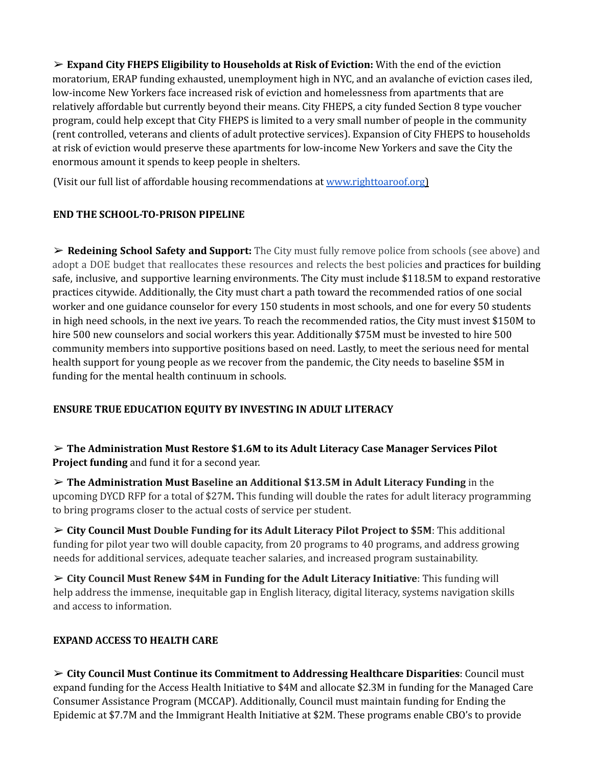➢ **Expand City FHEPS Eligibility to Households at Risk of Eviction:** With the end of the eviction moratorium, ERAP funding exhausted, unemployment high in NYC, and an avalanche of eviction cases iled, low-income New Yorkers face increased risk of eviction and homelessness from apartments that are relatively affordable but currently beyond their means. City FHEPS, a city funded Section 8 type voucher program, could help except that City FHEPS is limited to a very small number of people in the community (rent controlled, veterans and clients of adult protective services). Expansion of City FHEPS to households at risk of eviction would preserve these apartments for low-income New Yorkers and save the City the enormous amount it spends to keep people in shelters.

(Visit our full list of affordable housing recommendations at [www.righttoaroof.org](http://www.righttoaroof.org))

**END THE SCHOOL-TO-PRISON PIPELINE**

➢ **Redeining School Safety and Support:** The City must fully remove police from schools (see above) and adopt a DOE budget that reallocates these resources and relects the best policies and practices for building safe, inclusive, and supportive learning environments. The City must include $118.5M to expand restorative practices citywide. Additionally, the City must chart a path toward the recommended ratios of one social worker and one guidance counselor for every 150 students in most schools, and one for every 50 students in high need schools, in the next ive years. To reach the recommended ratios, the City must invest $150M to hire 500 new counselors and social workers this year. Additionally $75M must be invested to hire 500 community members into supportive positions based on need. Lastly, to meet the serious need for mental health support for young people as we recover from the pandemic, the City needs to baseline $5M in funding for the mental health continuum in schools.

**ENSURE TRUE EDUCATION EQUITY BY INVESTING IN ADULT LITERACY**

➢ **The Administration Must Restore $1.6M to its Adult Literacy Case Manager Services Pilot Project funding** and fund it for a second year.

➢ **The Administration Must Baseline an Additional $13.5M in Adult Literacy Funding** in the upcoming DYCD RFP for a total of $27M**.** This funding will double the rates for adult literacy programming to bring programs closer to the actual costs of service per student.

➢ **City Council Must Double Funding for its Adult Literacy Pilot Project to $5M**: This additional funding for pilot year two will double capacity, from 20 programs to 40 programs, and address growing needs for additional services, adequate teacher salaries, and increased program sustainability.

➢ **City Council Must Renew $4M in Funding for the Adult Literacy Initiative**: This funding will help address the immense, inequitable gap in English literacy, digital literacy, systems navigation skills and access to information.

**EXPAND ACCESS TO HEALTH CARE**

➢ **City Council Must Continue its Commitment to Addressing Healthcare Disparities**: Council must expand funding for the Access Health Initiative to $4M and allocate $2.3M in funding for the Managed Care Consumer Assistance Program (MCCAP). Additionally, Council must maintain funding for Ending the Epidemic at $7.7M and the Immigrant Health Initiative at $2M. These programs enable CBO's to provide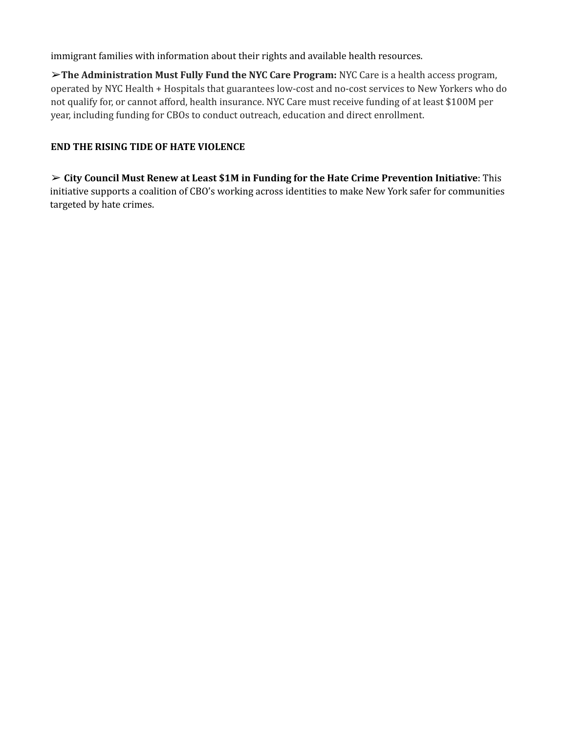immigrant families with information about their rights and available health resources.

➢**The Administration Must Fully Fund the NYC Care Program:** NYC Care is a health access program, operated by NYC Health + Hospitals that guarantees low-cost and no-cost services to New Yorkers who do not qualify for, or cannot afford, health insurance. NYC Care must receive funding of at least $100M per year, including funding for CBOs to conduct outreach, education and direct enrollment.

**END THE RISING TIDE OF HATE VIOLENCE**

➢ **City Council Must Renew at Least $1M in Funding for the Hate Crime Prevention Initiative**: This initiative supports a coalition of CBO's working across identities to make New York safer for communities targeted by hate crimes.